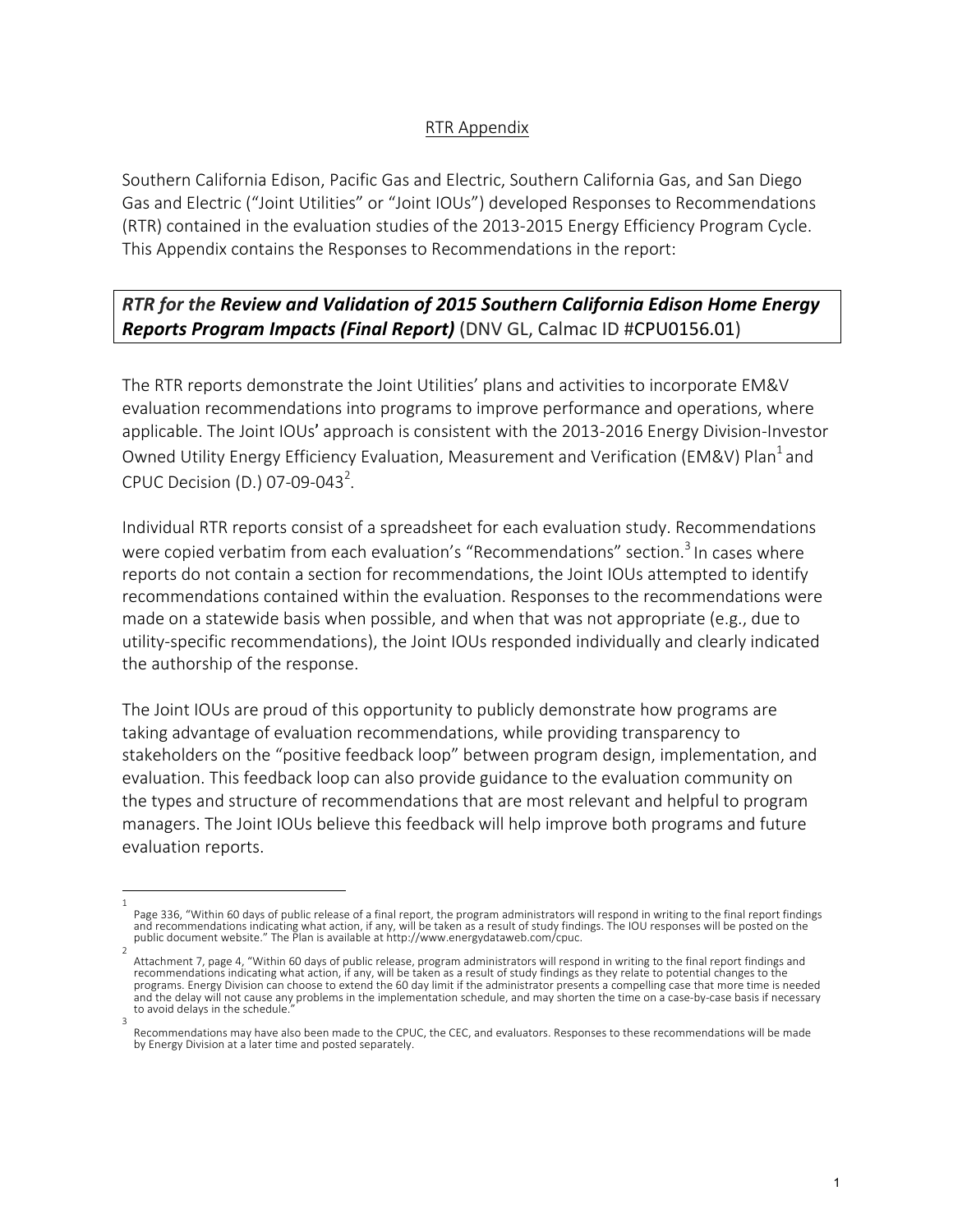## RTR Appendix

Southern California Edison, Pacific Gas and Electric, Southern California Gas, and San Diego Gas and Electric ("Joint Utilities" or "Joint IOUs") developed Responses to Recommendations (RTR) contained in the evaluation studies of the 2013-2015 Energy Efficiency Program Cycle. This Appendix contains the Responses to Recommendations in the report:

***RTR for the Review and Validation of 2015 Southern California Edison Home Energy Reports Program Impacts (Final Report)*** (DNV GL, Calmac ID #CPU0156.01)

The RTR reports demonstrate the Joint Utilities' plans and activities to incorporate EM&V evaluation recommendations into programs to improve performance and operations, where applicable. The Joint IOUs' approach is consistent with the 2013-2016 Energy Division-Investor Owned Utility Energy Efficiency Evaluation, Measurement and Verification (EM&V) Plan[1] and CPUC Decision (D.) 07-09-043[2].

Individual RTR reports consist of a spreadsheet for each evaluation study. Recommendations were copied verbatim from each evaluation's "Recommendations" section.[3] In cases where reports do not contain a section for recommendations, the Joint IOUs attempted to identify recommendations contained within the evaluation. Responses to the recommendations were made on a statewide basis when possible, and when that was not appropriate (e.g., due to utility-specific recommendations), the Joint IOUs responded individually and clearly indicated the authorship of the response.

The Joint IOUs are proud of this opportunity to publicly demonstrate how programs are taking advantage of evaluation recommendations, while providing transparency to stakeholders on the "positive feedback loop" between program design, implementation, and evaluation. This feedback loop can also provide guidance to the evaluation community on the types and structure of recommendations that are most relevant and helpful to program managers. The Joint IOUs believe this feedback will help improve both programs and future evaluation reports.

---

[1] Page 336, "Within 60 days of public release of a final report, the program administrators will respond in writing to the final report findings and recommendations indicating what action, if any, will be taken as a result of study findings. The IOU responses will be posted on the public document website." The Plan is available at http://www.energydataweb.com/cpuc.

[2] Attachment 7, page 4, "Within 60 days of public release, program administrators will respond in writing to the final report findings and recommendations indicating what action, if any, will be taken as a result of study findings as they relate to potential changes to the programs. Energy Division can choose to extend the 60 day limit if the administrator presents a compelling case that more time is needed and the delay will not cause any problems in the implementation schedule, and may shorten the time on a case-by-case basis if necessary to avoid delays in the schedule."

[3] Recommendations may have also been made to the CPUC, the CEC, and evaluators. Responses to these recommendations will be made by Energy Division at a later time and posted separately.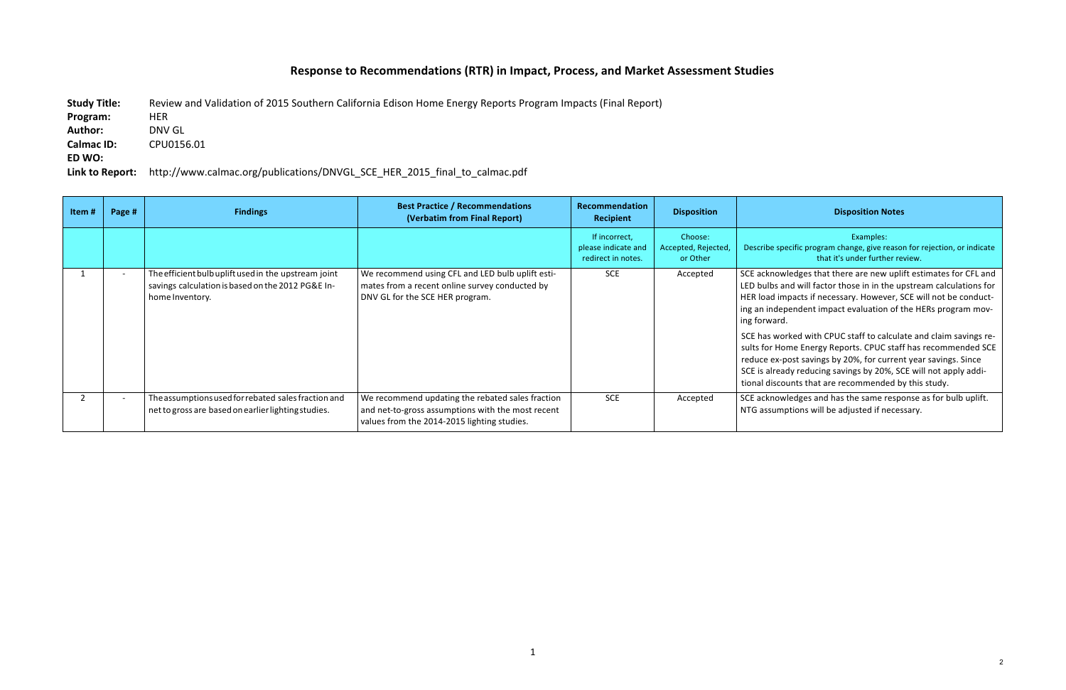# Response to Recommendations (RTR) in Impact, Process, and Market Assessment Studies

**Study Title:** Review and Validation of 2015 Southern California Edison Home Energy Reports Program Impacts (Final Report)
**Program:** HER
**Author:** DNV GL
**Calmac ID:** CPU0156.01
**ED WO:**
**Link to Report:** http://www.calmac.org/publications/DNVGL_SCE_HER_2015_final_to_calmac.pdf

| Item # | Page # | Findings | Best Practice / Recommendations (Verbatim from Final Report) | Recommendation Recipient | Disposition | Disposition Notes |
|---|---|---|---|---|---|---|
| | | | | If incorrect, please indicate and redirect in notes. | Choose: Accepted, Rejected, or Other | Examples: Describe specific program change, give reason for rejection, or indicate that it's under further review. |
| 1 | - | The efficient bulb uplift used in the upstream joint savings calculation is based on the 2012 PG&E In-home Inventory. | We recommend using CFL and LED bulb uplift estimates from a recent online survey conducted by DNV GL for the SCE HER program. | SCE | Accepted | SCE acknowledges that there are new uplift estimates for CFL and LED bulbs and will factor those in in the upstream calculations for HER load impacts if necessary. However, SCE will not be conducting an independent impact evaluation of the HERs program moving forward. SCE has worked with CPUC staff to calculate and claim savings results for Home Energy Reports. CPUC staff has recommended SCE reduce ex-post savings by 20%, for current year savings. Since SCE is already reducing savings by 20%, SCE will not apply additional discounts that are recommended by this study. |
| 2 | - | The assumptions used for rebated sales fraction and net to gross are based on earlier lighting studies. | We recommend updating the rebated sales fraction and net-to-gross assumptions with the most recent values from the 2014-2015 lighting studies. | SCE | Accepted | SCE acknowledges and has the same response as for bulb uplift. NTG assumptions will be adjusted if necessary. |